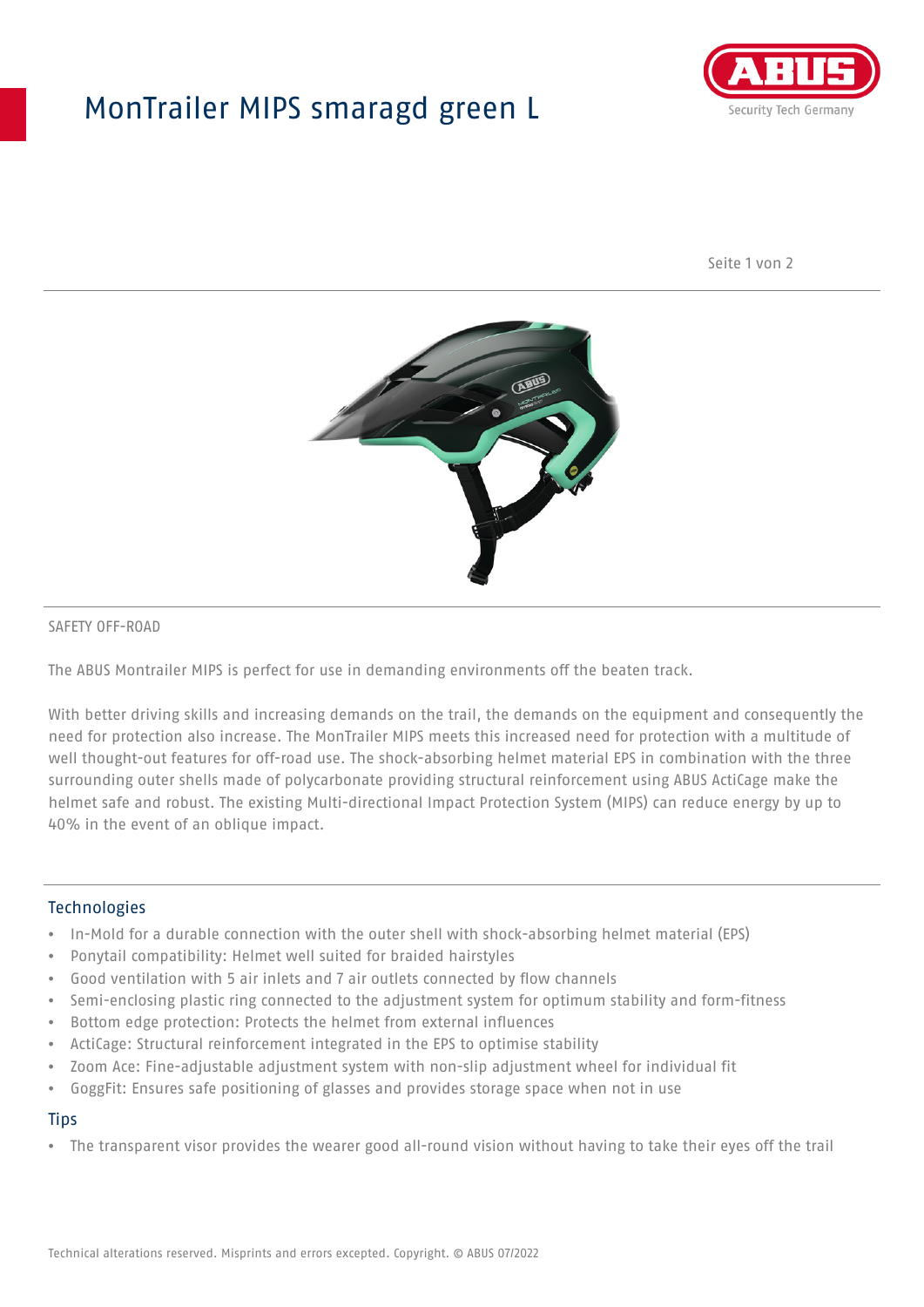# MonTrailer MIPS smaragd green L

SAFETY OFF-ROAD

The ABUS Montrailer MIPS is perfect for use in demanding environments off the beaten track.

With better driving skills and increasing demands on the trail, the demands on the equipment and consequently the need for protection also increase. The MonTrailer MIPS meets this increased need for protection with a multitude of well thought-out features for off-road use. The shock-absorbing helmet material EPS in combination with the three surrounding outer shells made of polycarbonate providing structural reinforcement using ABUS ActiCage make the helmet safe and robust. The existing Multi-directional Impact Protection System (MIPS) can reduce energy by up to 40% in the event of an oblique impact.

## Technologies

- In-Mold for a durable connection with the outer shell with shock-absorbing helmet material (EPS)
- Ponytail compatibility: Helmet well suited for braided hairstyles
- Good ventilation with 5 air inlets and 7 air outlets connected by flow channels
- Semi-enclosing plastic ring connected to the adjustment system for optimum stability and form-fitness
- Bottom edge protection: Protects the helmet from external influences
- ActiCage: Structural reinforcement integrated in the EPS to optimise stability
- Zoom Ace: Fine-adjustable adjustment system with non-slip adjustment wheel for individual fit
- GoggFit: Ensures safe positioning of glasses and provides storage space when not in use

## Tips

- The transparent visor provides the wearer good all-round vision without having to take their eyes off the trail

Technical alterations reserved. Misprints and errors excepted. Copyright. © ABUS 07/2022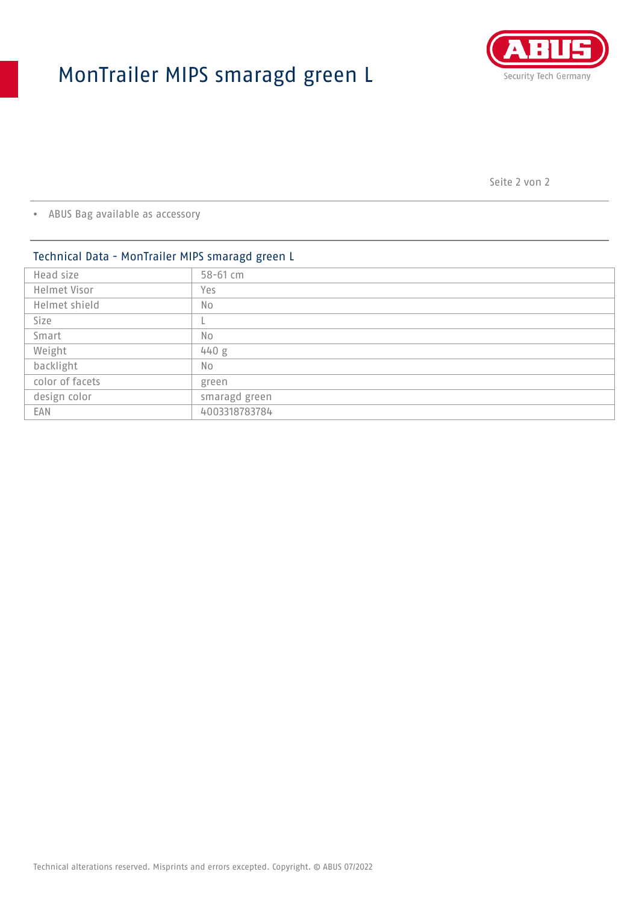- ABUS Bag available as accessory

## Technical Data - MonTrailer MIPS smaragd green L

| | |
|---|---|
| Head size | 58-61 cm |
| Helmet Visor | Yes |
| Helmet shield | No |
| Size | L |
| Smart | No |
| Weight | 440 g |
| backlight | No |
| color of facets | green |
| design color | smaragd green |
| EAN | 4003318783784 |

Technical alterations reserved. Misprints and errors excepted. Copyright. © ABUS 07/2022